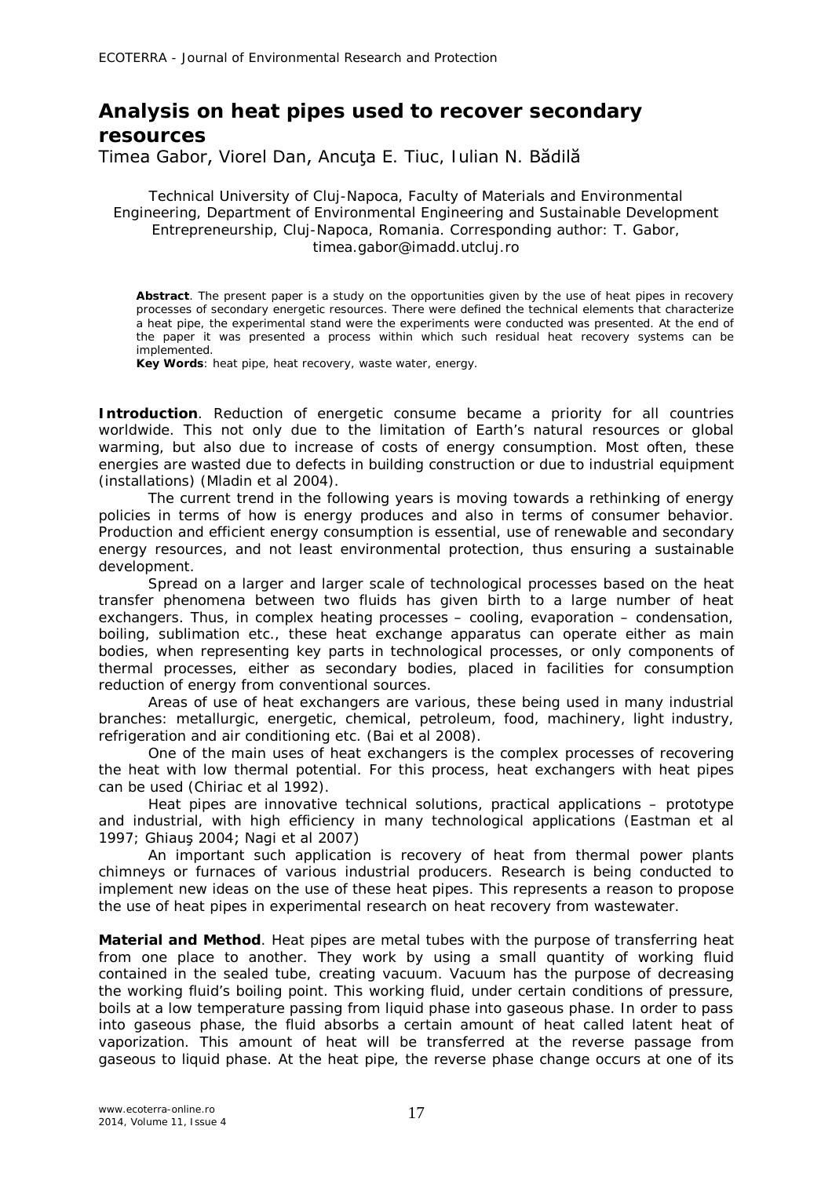# Analysis on heat pipes used to recover secondary resources

Timea Gabor, Viorel Dan, Ancuţa E. Tiuc, Iulian N. Bădilă

Technical University of Cluj-Napoca, Faculty of Materials and Environmental Engineering, Department of Environmental Engineering and Sustainable Development Entrepreneurship, Cluj-Napoca, Romania. Corresponding author: T. Gabor, timea.gabor@imadd.utcluj.ro

**Abstract**. The present paper is a study on the opportunities given by the use of heat pipes in recovery processes of secondary energetic resources. There were defined the technical elements that characterize a heat pipe, the experimental stand were the experiments were conducted was presented. At the end of the paper it was presented a process within which such residual heat recovery systems can be implemented.

**Key Words**: heat pipe, heat recovery, waste water, energy.

**Introduction**. Reduction of energetic consume became a priority for all countries worldwide. This not only due to the limitation of Earth's natural resources or global warming, but also due to increase of costs of energy consumption. Most often, these energies are wasted due to defects in building construction or due to industrial equipment (installations) (Mladin et al 2004).

The current trend in the following years is moving towards a rethinking of energy policies in terms of how is energy produces and also in terms of consumer behavior. Production and efficient energy consumption is essential, use of renewable and secondary energy resources, and not least environmental protection, thus ensuring a sustainable development.

Spread on a larger and larger scale of technological processes based on the heat transfer phenomena between two fluids has given birth to a large number of heat exchangers. Thus, in complex heating processes – cooling, evaporation – condensation, boiling, sublimation etc., these heat exchange apparatus can operate either as main bodies, when representing key parts in technological processes, or only components of thermal processes, either as secondary bodies, placed in facilities for consumption reduction of energy from conventional sources.

Areas of use of heat exchangers are various, these being used in many industrial branches: metallurgic, energetic, chemical, petroleum, food, machinery, light industry, refrigeration and air conditioning etc. (Bai et al 2008).

One of the main uses of heat exchangers is the complex processes of recovering the heat with low thermal potential. For this process, heat exchangers with heat pipes can be used (Chiriac et al 1992).

Heat pipes are innovative technical solutions, practical applications – prototype and industrial, with high efficiency in many technological applications (Eastman et al 1997; Ghiauş 2004; Nagi et al 2007)

An important such application is recovery of heat from thermal power plants chimneys or furnaces of various industrial producers. Research is being conducted to implement new ideas on the use of these heat pipes. This represents a reason to propose the use of heat pipes in experimental research on heat recovery from wastewater.

**Material and Method**. Heat pipes are metal tubes with the purpose of transferring heat from one place to another. They work by using a small quantity of working fluid contained in the sealed tube, creating vacuum. Vacuum has the purpose of decreasing the working fluid's boiling point. This working fluid, under certain conditions of pressure, boils at a low temperature passing from liquid phase into gaseous phase. In order to pass into gaseous phase, the fluid absorbs a certain amount of heat called latent heat of vaporization. This amount of heat will be transferred at the reverse passage from gaseous to liquid phase. At the heat pipe, the reverse phase change occurs at one of its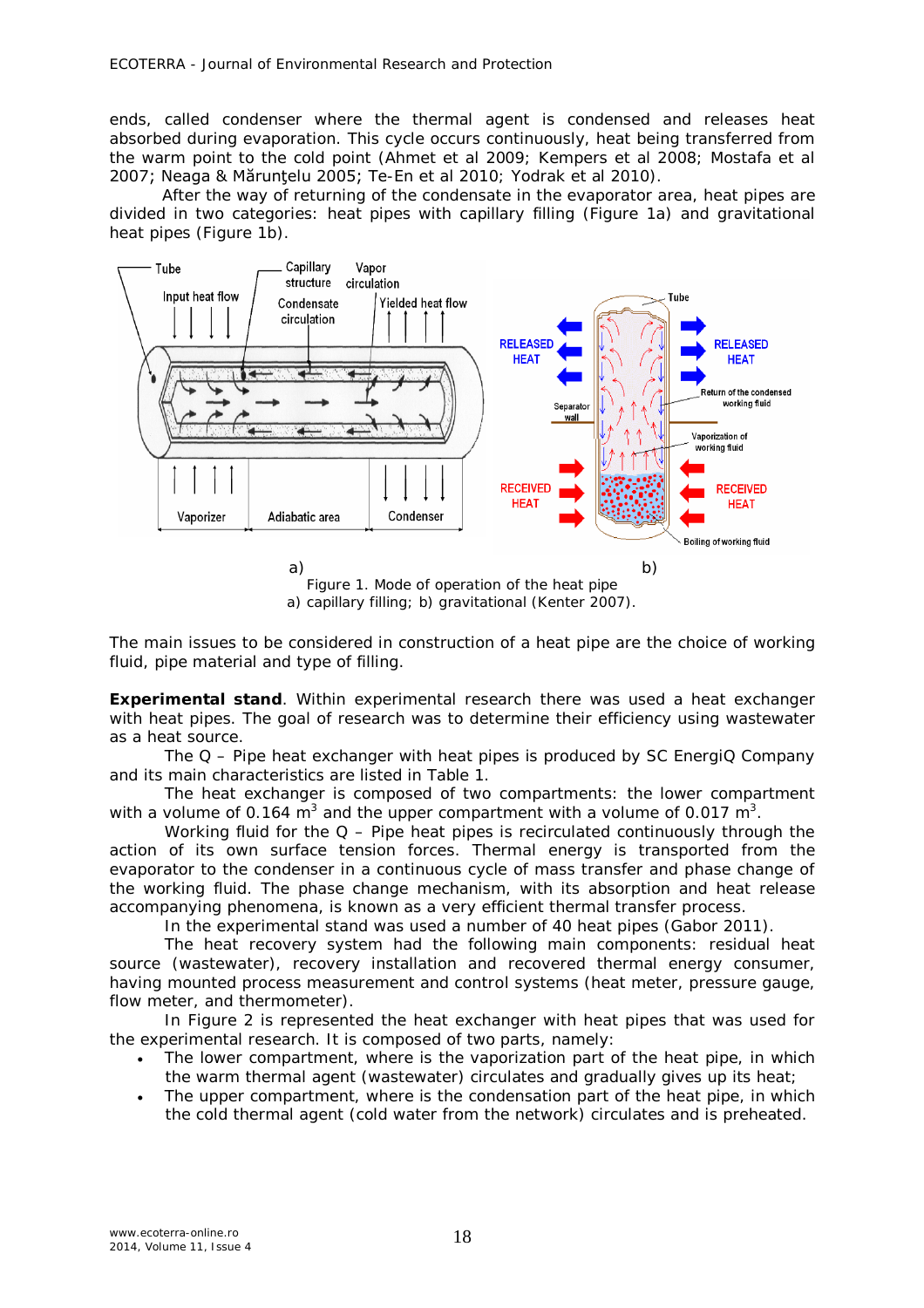ends, called condenser where the thermal agent is condensed and releases heat absorbed during evaporation. This cycle occurs continuously, heat being transferred from the warm point to the cold point (Ahmet et al 2009; Kempers et al 2008; Mostafa et al 2007; Neaga & Mărunţelu 2005; Te-En et al 2010; Yodrak et al 2010).

After the way of returning of the condensate in the evaporator area, heat pipes are divided in two categories: heat pipes with capillary filling (Figure 1a) and gravitational heat pipes (Figure 1b).

a) b)

Figure 1. Mode of operation of the heat pipe
a) capillary filling; b) gravitational (Kenter 2007).

The main issues to be considered in construction of a heat pipe are the choice of working fluid, pipe material and type of filling.

**Experimental stand**. Within experimental research there was used a heat exchanger with heat pipes. The goal of research was to determine their efficiency using wastewater as a heat source.

The Q – Pipe heat exchanger with heat pipes is produced by SC EnergiQ Company and its main characteristics are listed in Table 1.

The heat exchanger is composed of two compartments: the lower compartment with a volume of 0.164 $m^3$ and the upper compartment with a volume of 0.017 $m^3$.

Working fluid for the Q – Pipe heat pipes is recirculated continuously through the action of its own surface tension forces. Thermal energy is transported from the evaporator to the condenser in a continuous cycle of mass transfer and phase change of the working fluid. The phase change mechanism, with its absorption and heat release accompanying phenomena, is known as a very efficient thermal transfer process.

In the experimental stand was used a number of 40 heat pipes (Gabor 2011).

The heat recovery system had the following main components: residual heat source (wastewater), recovery installation and recovered thermal energy consumer, having mounted process measurement and control systems (heat meter, pressure gauge, flow meter, and thermometer).

In Figure 2 is represented the heat exchanger with heat pipes that was used for the experimental research. It is composed of two parts, namely:

- The lower compartment, where is the vaporization part of the heat pipe, in which the warm thermal agent (wastewater) circulates and gradually gives up its heat;
- The upper compartment, where is the condensation part of the heat pipe, in which the cold thermal agent (cold water from the network) circulates and is preheated.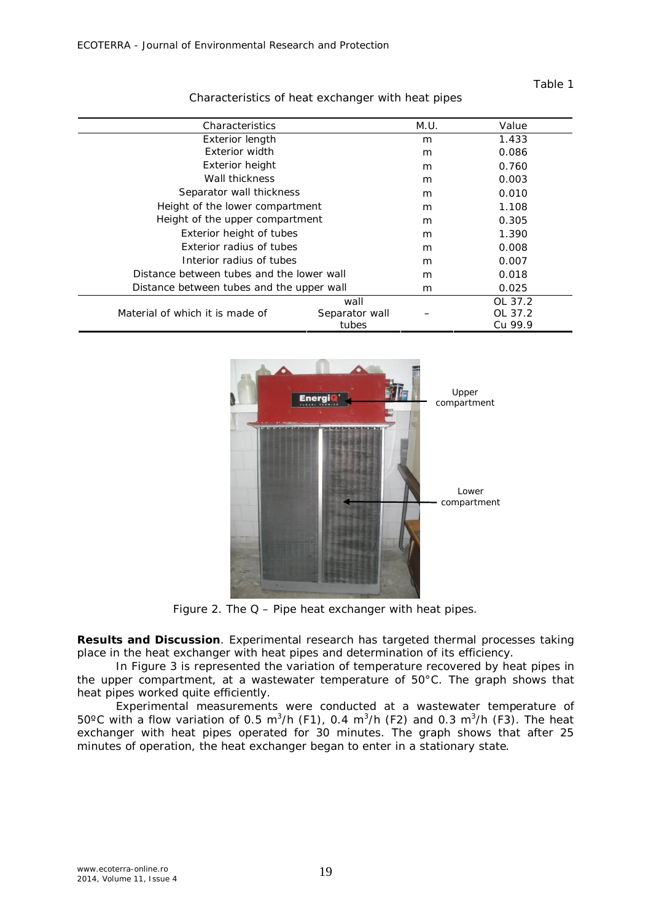Table 1

Characteristics of heat exchanger with heat pipes

| Characteristics | | M.U. | Value |
|---|---|---|---|
| Exterior length | | m | 1.433 |
| Exterior width | | m | 0.086 |
| Exterior height | | m | 0.760 |
| Wall thickness | | m | 0.003 |
| Separator wall thickness | | m | 0.010 |
| Height of the lower compartment | | m | 1.108 |
| Height of the upper compartment | | m | 0.305 |
| Exterior height of tubes | | m | 1.390 |
| Exterior radius of tubes | | m | 0.008 |
| Interior radius of tubes | | m | 0.007 |
| Distance between tubes and the lower wall | | m | 0.018 |
| Distance between tubes and the upper wall | | m | 0.025 |
| Material of which it is made of | wall | – | OL 37.2 |
| | Separator wall | | OL 37.2 |
| | tubes | | Cu 99.9 |

Figure 2. The Q – Pipe heat exchanger with heat pipes.

**Results and Discussion**. Experimental research has targeted thermal processes taking place in the heat exchanger with heat pipes and determination of its efficiency.

In Figure 3 is represented the variation of temperature recovered by heat pipes in the upper compartment, at a wastewater temperature of 50°C. The graph shows that heat pipes worked quite efficiently.

Experimental measurements were conducted at a wastewater temperature of 50ºC with a flow variation of 0.5 $m^3/h$ (F1), 0.4 $m^3/h$ (F2) and 0.3 $m^3/h$ (F3). The heat exchanger with heat pipes operated for 30 minutes. The graph shows that after 25 minutes of operation, the heat exchanger began to enter in a stationary state.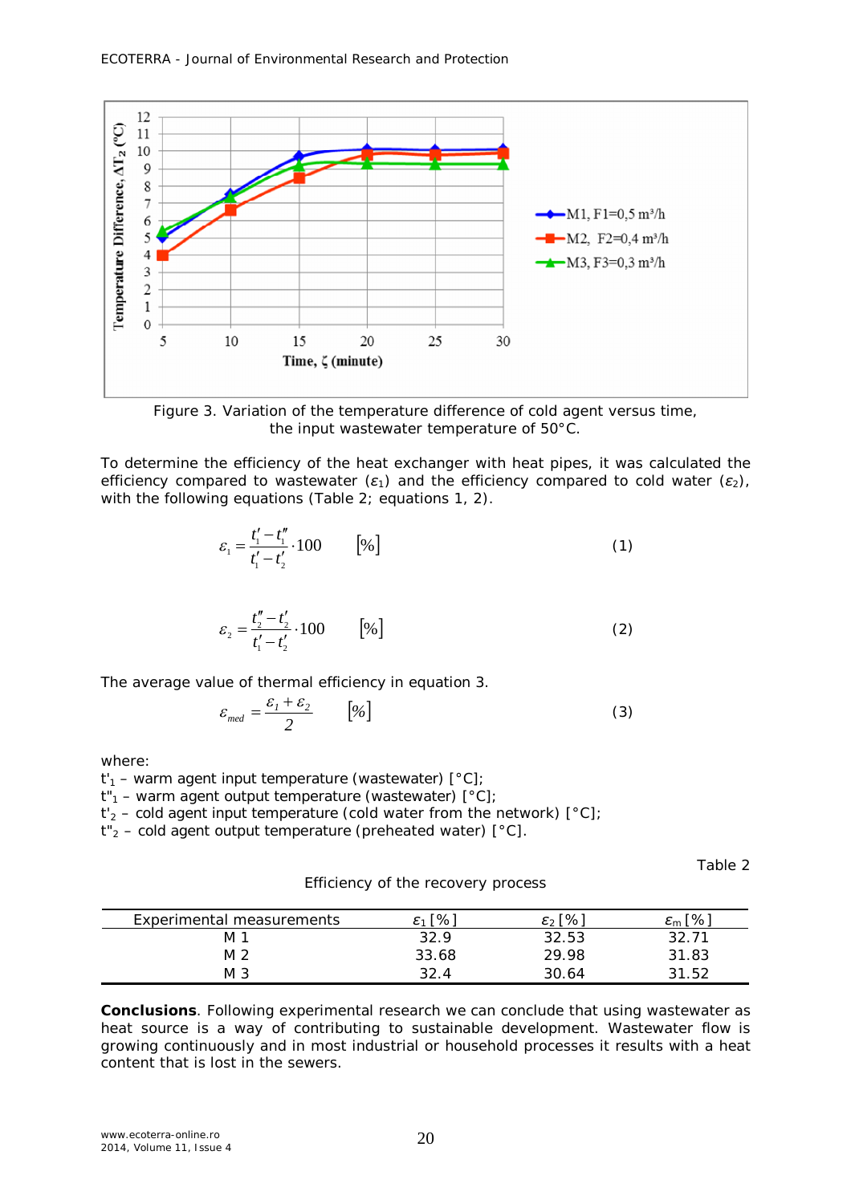Figure 3. Variation of the temperature difference of cold agent versus time, the input wastewater temperature of 50°C.

To determine the efficiency of the heat exchanger with heat pipes, it was calculated the efficiency compared to wastewater ($\varepsilon_1$) and the efficiency compared to cold water ($\varepsilon_2$), with the following equations (Table 2; equations 1, 2).

$$\varepsilon_1 = \frac{t_1' - t_1''}{t_1' - t_2'} \cdot 100 \qquad [\%] \tag{1}$$

$$\varepsilon_2 = \frac{t_2'' - t_2'}{t_1' - t_2'} \cdot 100 \qquad [\%] \tag{2}$$

The average value of thermal efficiency in equation 3.

$$\varepsilon_{med} = \frac{\varepsilon_1 + \varepsilon_2}{2} \qquad [\%] \tag{3}$$

where:

$t'_1$ – warm agent input temperature (wastewater) [°C];
$t''_1$ – warm agent output temperature (wastewater) [°C];
$t'_2$ – cold agent input temperature (cold water from the network) [°C];
$t''_2$ – cold agent output temperature (preheated water) [°C].

Table 2

Efficiency of the recovery process

| Experimental measurements | $\varepsilon_1$ [%] | $\varepsilon_2$ [%] | $\varepsilon_m$ [%] |
|---|---|---|---|
| M 1 | 32.9 | 32.53 | 32.71 |
| M 2 | 33.68 | 29.98 | 31.83 |
| M 3 | 32.4 | 30.64 | 31.52 |

**Conclusions**. Following experimental research we can conclude that using wastewater as heat source is a way of contributing to sustainable development. Wastewater flow is growing continuously and in most industrial or household processes it results with a heat content that is lost in the sewers.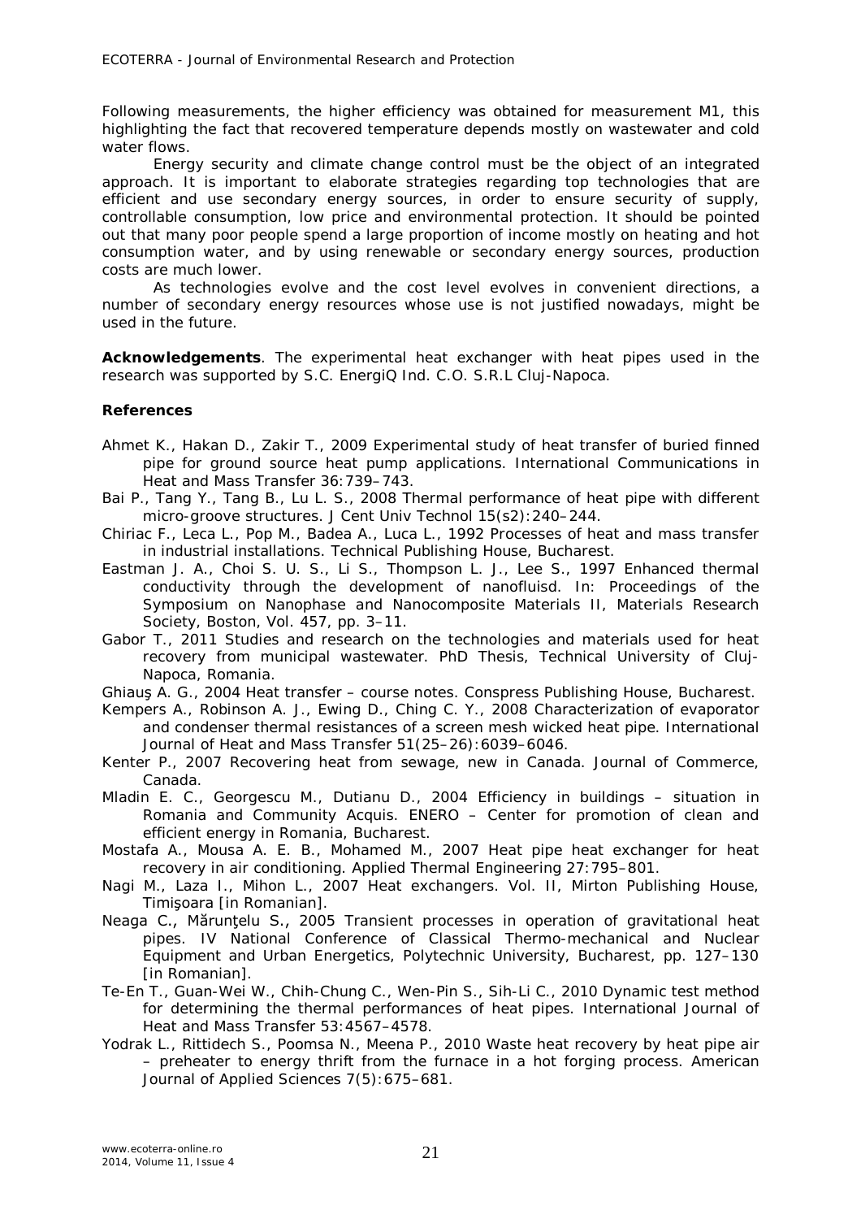Following measurements, the higher efficiency was obtained for measurement M1, this highlighting the fact that recovered temperature depends mostly on wastewater and cold water flows.

Energy security and climate change control must be the object of an integrated approach. It is important to elaborate strategies regarding top technologies that are efficient and use secondary energy sources, in order to ensure security of supply, controllable consumption, low price and environmental protection. It should be pointed out that many poor people spend a large proportion of income mostly on heating and hot consumption water, and by using renewable or secondary energy sources, production costs are much lower.

As technologies evolve and the cost level evolves in convenient directions, a number of secondary energy resources whose use is not justified nowadays, might be used in the future.

**Acknowledgements**. The experimental heat exchanger with heat pipes used in the research was supported by S.C. EnergiQ Ind. C.O. S.R.L Cluj-Napoca.

**References**

Ahmet K., Hakan D., Zakir T., 2009 Experimental study of heat transfer of buried finned pipe for ground source heat pump applications. International Communications in Heat and Mass Transfer 36:739–743.

Bai P., Tang Y., Tang B., Lu L. S., 2008 Thermal performance of heat pipe with different micro-groove structures. J Cent Univ Technol 15(s2):240–244.

Chiriac F., Leca L., Pop M., Badea A., Luca L., 1992 Processes of heat and mass transfer in industrial installations. Technical Publishing House, Bucharest.

Eastman J. A., Choi S. U. S., Li S., Thompson L. J., Lee S., 1997 Enhanced thermal conductivity through the development of nanofluisd. In: Proceedings of the Symposium on Nanophase and Nanocomposite Materials II, Materials Research Society, Boston, Vol. 457, pp. 3–11.

Gabor T., 2011 Studies and research on the technologies and materials used for heat recovery from municipal wastewater. PhD Thesis, Technical University of Cluj-Napoca, Romania.

Ghiauş A. G., 2004 Heat transfer – course notes. Conspress Publishing House, Bucharest.

Kempers A., Robinson A. J., Ewing D., Ching C. Y., 2008 Characterization of evaporator and condenser thermal resistances of a screen mesh wicked heat pipe. International Journal of Heat and Mass Transfer 51(25–26):6039–6046.

Kenter P., 2007 Recovering heat from sewage, new in Canada. Journal of Commerce, Canada.

Mladin E. C., Georgescu M., Dutianu D., 2004 Efficiency in buildings – situation in Romania and Community Acquis. ENERO – Center for promotion of clean and efficient energy in Romania, Bucharest.

Mostafa A., Mousa A. E. B., Mohamed M., 2007 Heat pipe heat exchanger for heat recovery in air conditioning. Applied Thermal Engineering 27:795–801.

Nagi M., Laza I., Mihon L., 2007 Heat exchangers. Vol. II, Mirton Publishing House, Timişoara [in Romanian].

Neaga C., Mărunţelu S., 2005 Transient processes in operation of gravitational heat pipes. IV National Conference of Classical Thermo-mechanical and Nuclear Equipment and Urban Energetics, Polytechnic University, Bucharest, pp. 127–130 [in Romanian].

Te-En T., Guan-Wei W., Chih-Chung C., Wen-Pin S., Sih-Li C., 2010 Dynamic test method for determining the thermal performances of heat pipes. International Journal of Heat and Mass Transfer 53:4567–4578.

Yodrak L., Rittidech S., Poomsa N., Meena P., 2010 Waste heat recovery by heat pipe air – preheater to energy thrift from the furnace in a hot forging process. American Journal of Applied Sciences 7(5):675–681.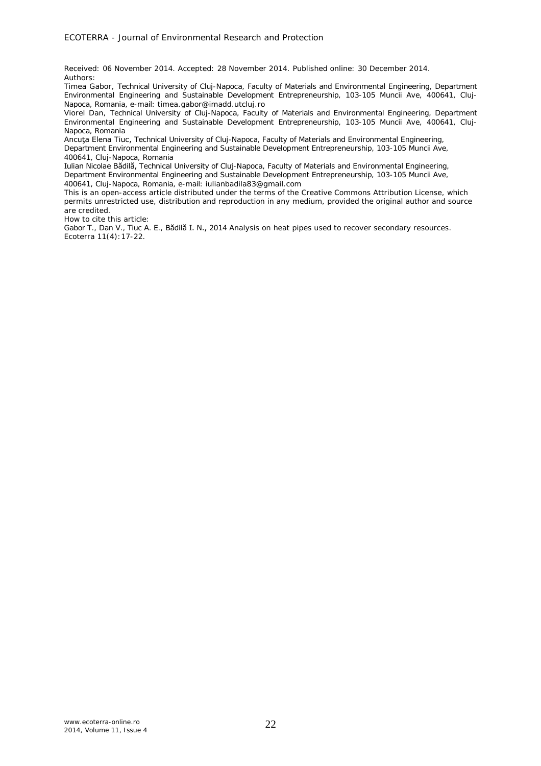Received: 06 November 2014. Accepted: 28 November 2014. Published online: 30 December 2014.
Authors:
Timea Gabor, Technical University of Cluj-Napoca, Faculty of Materials and Environmental Engineering, Department Environmental Engineering and Sustainable Development Entrepreneurship, 103-105 Muncii Ave, 400641, Cluj-Napoca, Romania, e-mail: timea.gabor@imadd.utcluj.ro
Viorel Dan, Technical University of Cluj-Napoca, Faculty of Materials and Environmental Engineering, Department Environmental Engineering and Sustainable Development Entrepreneurship, 103-105 Muncii Ave, 400641, Cluj-Napoca, Romania
Ancuţa Elena Tiuc, Technical University of Cluj-Napoca, Faculty of Materials and Environmental Engineering, Department Environmental Engineering and Sustainable Development Entrepreneurship, 103-105 Muncii Ave, 400641, Cluj-Napoca, Romania
Iulian Nicolae Bădilă, Technical University of Cluj-Napoca, Faculty of Materials and Environmental Engineering, Department Environmental Engineering and Sustainable Development Entrepreneurship, 103-105 Muncii Ave, 400641, Cluj-Napoca, Romania, e-mail: iulianbadila83@gmail.com
This is an open-access article distributed under the terms of the Creative Commons Attribution License, which permits unrestricted use, distribution and reproduction in any medium, provided the original author and source are credited.
How to cite this article:
Gabor T., Dan V., Tiuc A. E., Bădilă I. N., 2014 Analysis on heat pipes used to recover secondary resources. Ecoterra 11(4):17-22.